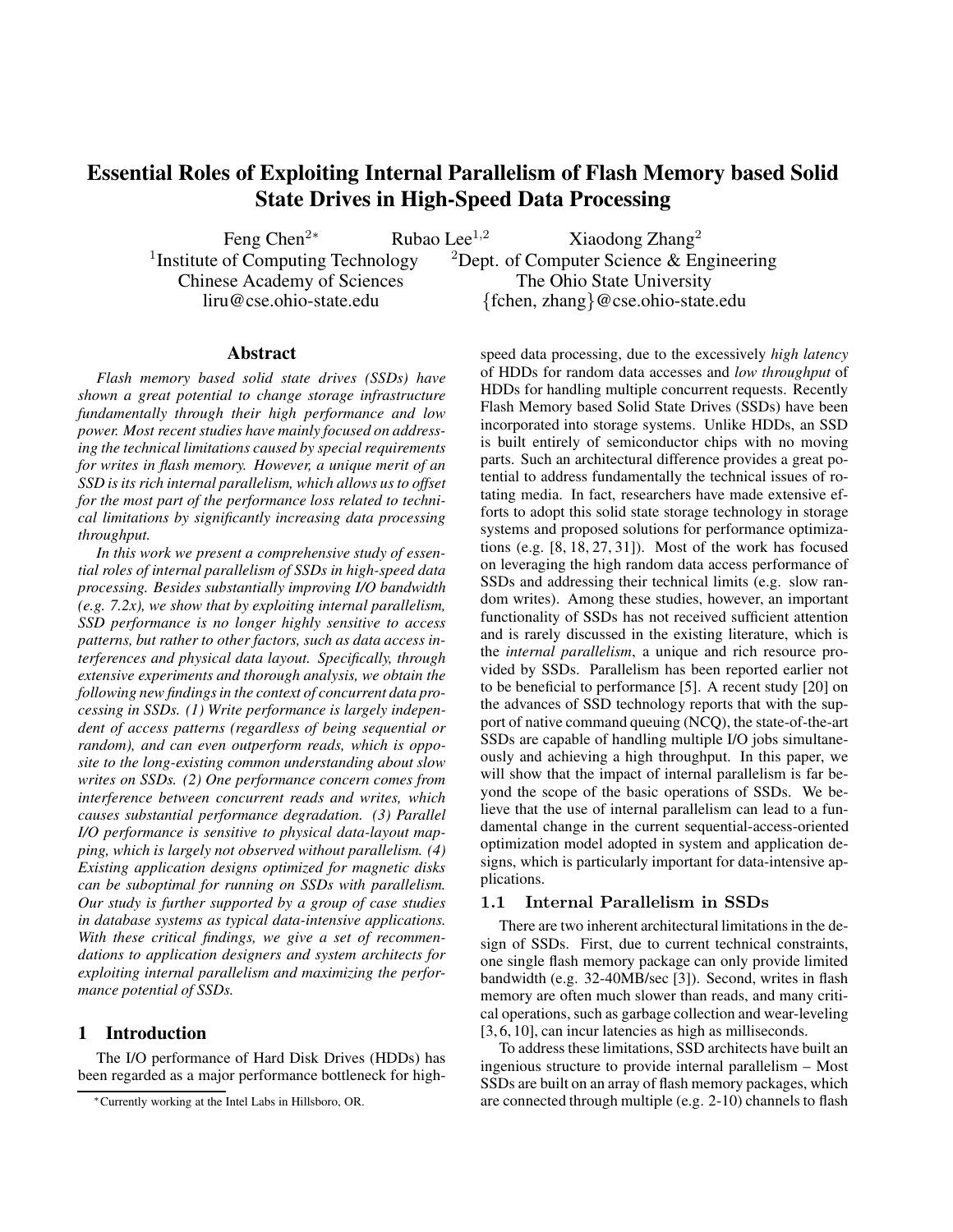# Essential Roles of Exploiting Internal Parallelism of Flash Memory based Solid State Drives in High-Speed Data Processing

Feng Chen[2*] Rubao Lee[1,2] Xiaodong Zhang[2]

[1]Institute of Computing Technology, Chinese Academy of Sciences, liru@cse.ohio-state.edu

[2]Dept. of Computer Science & Engineering, The Ohio State University, {fchen, zhang}@cse.ohio-state.edu

## Abstract

*Flash memory based solid state drives (SSDs) have shown a great potential to change storage infrastructure fundamentally through their high performance and low power. Most recent studies have mainly focused on addressing the technical limitations caused by special requirements for writes in flash memory. However, a unique merit of an SSD is its rich internal parallelism, which allows us to offset for the most part of the performance loss related to technical limitations by significantly increasing data processing throughput.*

*In this work we present a comprehensive study of essential roles of internal parallelism of SSDs in high-speed data processing. Besides substantially improving I/O bandwidth (e.g. 7.2x), we show that by exploiting internal parallelism, SSD performance is no longer highly sensitive to access patterns, but rather to other factors, such as data access interferences and physical data layout. Specifically, through extensive experiments and thorough analysis, we obtain the following new findings in the context of concurrent data processing in SSDs. (1) Write performance is largely independent of access patterns (regardless of being sequential or random), and can even outperform reads, which is opposite to the long-existing common understanding about slow writes on SSDs. (2) One performance concern comes from interference between concurrent reads and writes, which causes substantial performance degradation. (3) Parallel I/O performance is sensitive to physical data-layout mapping, which is largely not observed without parallelism. (4) Existing application designs optimized for magnetic disks can be suboptimal for running on SSDs with parallelism. Our study is further supported by a group of case studies in database systems as typical data-intensive applications. With these critical findings, we give a set of recommendations to application designers and system architects for exploiting internal parallelism and maximizing the performance potential of SSDs.*

## 1 Introduction

The I/O performance of Hard Disk Drives (HDDs) has been regarded as a major performance bottleneck for high-speed data processing, due to the excessively *high latency* of HDDs for random data accesses and *low throughput* of HDDs for handling multiple concurrent requests. Recently Flash Memory based Solid State Drives (SSDs) have been incorporated into storage systems. Unlike HDDs, an SSD is built entirely of semiconductor chips with no moving parts. Such an architectural difference provides a great potential to address fundamentally the technical issues of rotating media. In fact, researchers have made extensive efforts to adopt this solid state storage technology in storage systems and proposed solutions for performance optimizations (e.g. [8, 18, 27, 31]). Most of the work has focused on leveraging the high random data access performance of SSDs and addressing their technical limits (e.g. slow random writes). Among these studies, however, an important functionality of SSDs has not received sufficient attention and is rarely discussed in the existing literature, which is the *internal parallelism*, a unique and rich resource provided by SSDs. Parallelism has been reported earlier not to be beneficial to performance [5]. A recent study [20] on the advances of SSD technology reports that with the support of native command queuing (NCQ), the state-of-the-art SSDs are capable of handling multiple I/O jobs simultaneously and achieving a high throughput. In this paper, we will show that the impact of internal parallelism is far beyond the scope of the basic operations of SSDs. We believe that the use of internal parallelism can lead to a fundamental change in the current sequential-access-oriented optimization model adopted in system and application designs, which is particularly important for data-intensive applications.

### 1.1 Internal Parallelism in SSDs

There are two inherent architectural limitations in the design of SSDs. First, due to current technical constraints, one single flash memory package can only provide limited bandwidth (e.g. 32-40MB/sec [3]). Second, writes in flash memory are often much slower than reads, and many critical operations, such as garbage collection and wear-leveling [3, 6, 10], can incur latencies as high as milliseconds.

To address these limitations, SSD architects have built an ingenious structure to provide internal parallelism – Most SSDs are built on an array of flash memory packages, which are connected through multiple (e.g. 2-10) channels to flash

[*] Currently working at the Intel Labs in Hillsboro, OR.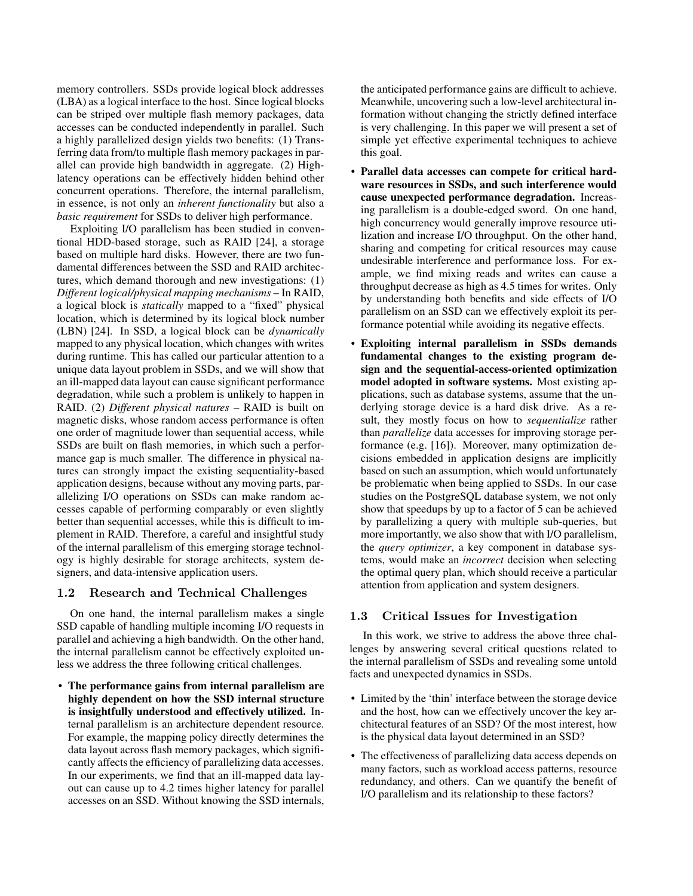memory controllers. SSDs provide logical block addresses (LBA) as a logical interface to the host. Since logical blocks can be striped over multiple flash memory packages, data accesses can be conducted independently in parallel. Such a highly parallelized design yields two benefits: (1) Transferring data from/to multiple flash memory packages in parallel can provide high bandwidth in aggregate. (2) High-latency operations can be effectively hidden behind other concurrent operations. Therefore, the internal parallelism, in essence, is not only an *inherent functionality* but also a *basic requirement* for SSDs to deliver high performance.

Exploiting I/O parallelism has been studied in conventional HDD-based storage, such as RAID [24], a storage based on multiple hard disks. However, there are two fundamental differences between the SSD and RAID architectures, which demand thorough and new investigations: (1) *Different logical/physical mapping mechanisms* – In RAID, a logical block is *statically* mapped to a "fixed" physical location, which is determined by its logical block number (LBN) [24]. In SSD, a logical block can be *dynamically* mapped to any physical location, which changes with writes during runtime. This has called our particular attention to a unique data layout problem in SSDs, and we will show that an ill-mapped data layout can cause significant performance degradation, while such a problem is unlikely to happen in RAID. (2) *Different physical natures* – RAID is built on magnetic disks, whose random access performance is often one order of magnitude lower than sequential access, while SSDs are built on flash memories, in which such a performance gap is much smaller. The difference in physical natures can strongly impact the existing sequentiality-based application designs, because without any moving parts, parallelizing I/O operations on SSDs can make random accesses capable of performing comparably or even slightly better than sequential accesses, while this is difficult to implement in RAID. Therefore, a careful and insightful study of the internal parallelism of this emerging storage technology is highly desirable for storage architects, system designers, and data-intensive application users.

## 1.2 Research and Technical Challenges

On one hand, the internal parallelism makes a single SSD capable of handling multiple incoming I/O requests in parallel and achieving a high bandwidth. On the other hand, the internal parallelism cannot be effectively exploited unless we address the three following critical challenges.

- **The performance gains from internal parallelism are highly dependent on how the SSD internal structure is insightfully understood and effectively utilized.** Internal parallelism is an architecture dependent resource. For example, the mapping policy directly determines the data layout across flash memory packages, which significantly affects the efficiency of parallelizing data accesses. In our experiments, we find that an ill-mapped data layout can cause up to 4.2 times higher latency for parallel accesses on an SSD. Without knowing the SSD internals, the anticipated performance gains are difficult to achieve. Meanwhile, uncovering such a low-level architectural information without changing the strictly defined interface is very challenging. In this paper we will present a set of simple yet effective experimental techniques to achieve this goal.
- **Parallel data accesses can compete for critical hardware resources in SSDs, and such interference would cause unexpected performance degradation.** Increasing parallelism is a double-edged sword. On one hand, high concurrency would generally improve resource utilization and increase I/O throughput. On the other hand, sharing and competing for critical resources may cause undesirable interference and performance loss. For example, we find mixing reads and writes can cause a throughput decrease as high as 4.5 times for writes. Only by understanding both benefits and side effects of I/O parallelism on an SSD can we effectively exploit its performance potential while avoiding its negative effects.
- **Exploiting internal parallelism in SSDs demands fundamental changes to the existing program design and the sequential-access-oriented optimization model adopted in software systems.** Most existing applications, such as database systems, assume that the underlying storage device is a hard disk drive. As a result, they mostly focus on how to *sequentialize* rather than *parallelize* data accesses for improving storage performance (e.g. [16]). Moreover, many optimization decisions embedded in application designs are implicitly based on such an assumption, which would unfortunately be problematic when being applied to SSDs. In our case studies on the PostgreSQL database system, we not only show that speedups by up to a factor of 5 can be achieved by parallelizing a query with multiple sub-queries, but more importantly, we also show that with I/O parallelism, the *query optimizer*, a key component in database systems, would make an *incorrect* decision when selecting the optimal query plan, which should receive a particular attention from application and system designers.

## 1.3 Critical Issues for Investigation

In this work, we strive to address the above three challenges by answering several critical questions related to the internal parallelism of SSDs and revealing some untold facts and unexpected dynamics in SSDs.

- Limited by the 'thin' interface between the storage device and the host, how can we effectively uncover the key architectural features of an SSD? Of the most interest, how is the physical data layout determined in an SSD?
- The effectiveness of parallelizing data access depends on many factors, such as workload access patterns, resource redundancy, and others. Can we quantify the benefit of I/O parallelism and its relationship to these factors?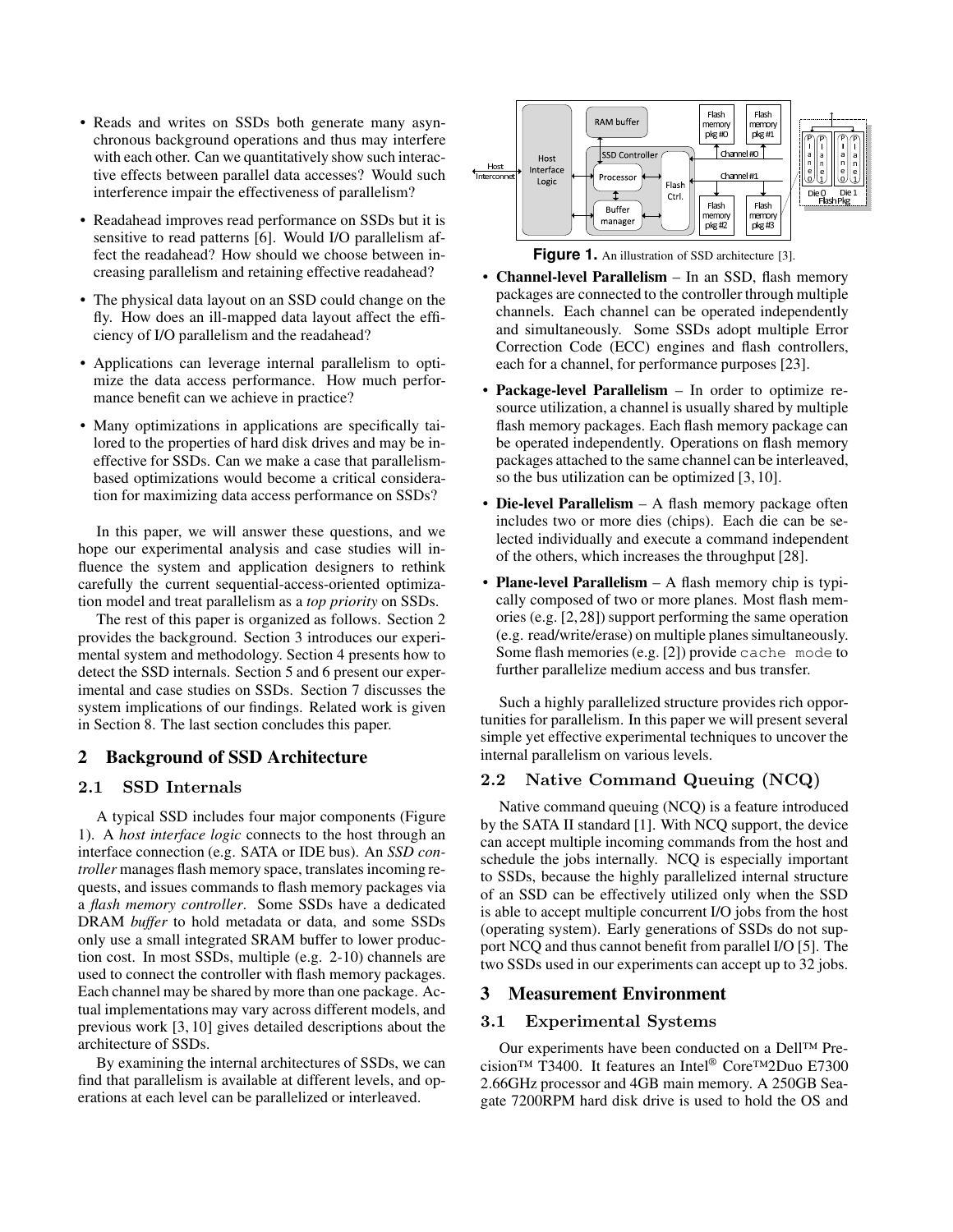- Reads and writes on SSDs both generate many asynchronous background operations and thus may interfere with each other. Can we quantitatively show such interactive effects between parallel data accesses? Would such interference impair the effectiveness of parallelism?
- Readahead improves read performance on SSDs but it is sensitive to read patterns [6]. Would I/O parallelism affect the readahead? How should we choose between increasing parallelism and retaining effective readahead?
- The physical data layout on an SSD could change on the fly. How does an ill-mapped data layout affect the efficiency of I/O parallelism and the readahead?
- Applications can leverage internal parallelism to optimize the data access performance. How much performance benefit can we achieve in practice?
- Many optimizations in applications are specifically tailored to the properties of hard disk drives and may be ineffective for SSDs. Can we make a case that parallelism-based optimizations would become a critical consideration for maximizing data access performance on SSDs?

In this paper, we will answer these questions, and we hope our experimental analysis and case studies will influence the system and application designers to rethink carefully the current sequential-access-oriented optimization model and treat parallelism as a *top priority* on SSDs.

The rest of this paper is organized as follows. Section 2 provides the background. Section 3 introduces our experimental system and methodology. Section 4 presents how to detect the SSD internals. Section 5 and 6 present our experimental and case studies on SSDs. Section 7 discusses the system implications of our findings. Related work is given in Section 8. The last section concludes this paper.

## 2 Background of SSD Architecture

### 2.1 SSD Internals

A typical SSD includes four major components (Figure 1). A *host interface logic* connects to the host through an interface connection (e.g. SATA or IDE bus). An *SSD controller* manages flash memory space, translates incoming requests, and issues commands to flash memory packages via a *flash memory controller*. Some SSDs have a dedicated DRAM *buffer* to hold metadata or data, and some SSDs only use a small integrated SRAM buffer to lower production cost. In most SSDs, multiple (e.g. 2-10) channels are used to connect the controller with flash memory packages. Each channel may be shared by more than one package. Actual implementations may vary across different models, and previous work [3, 10] gives detailed descriptions about the architecture of SSDs.

By examining the internal architectures of SSDs, we can find that parallelism is available at different levels, and operations at each level can be parallelized or interleaved.

**Figure 1.** An illustration of SSD architecture [3].

- **Channel-level Parallelism** – In an SSD, flash memory packages are connected to the controller through multiple channels. Each channel can be operated independently and simultaneously. Some SSDs adopt multiple Error Correction Code (ECC) engines and flash controllers, each for a channel, for performance purposes [23].
- **Package-level Parallelism** – In order to optimize resource utilization, a channel is usually shared by multiple flash memory packages. Each flash memory package can be operated independently. Operations on flash memory packages attached to the same channel can be interleaved, so the bus utilization can be optimized [3, 10].
- **Die-level Parallelism** – A flash memory package often includes two or more dies (chips). Each die can be selected individually and execute a command independent of the others, which increases the throughput [28].
- **Plane-level Parallelism** – A flash memory chip is typically composed of two or more planes. Most flash memories (e.g. [2, 28]) support performing the same operation (e.g. read/write/erase) on multiple planes simultaneously. Some flash memories (e.g. [2]) provide `cache mode` to further parallelize medium access and bus transfer.

Such a highly parallelized structure provides rich opportunities for parallelism. In this paper we will present several simple yet effective experimental techniques to uncover the internal parallelism on various levels.

### 2.2 Native Command Queuing (NCQ)

Native command queuing (NCQ) is a feature introduced by the SATA II standard [1]. With NCQ support, the device can accept multiple incoming commands from the host and schedule the jobs internally. NCQ is especially important to SSDs, because the highly parallelized internal structure of an SSD can be effectively utilized only when the SSD is able to accept multiple concurrent I/O jobs from the host (operating system). Early generations of SSDs do not support NCQ and thus cannot benefit from parallel I/O [5]. The two SSDs used in our experiments can accept up to 32 jobs.

## 3 Measurement Environment

### 3.1 Experimental Systems

Our experiments have been conducted on a Dell™ Precision™ T3400. It features an Intel® Core™2Duo E7300 2.66GHz processor and 4GB main memory. A 250GB Seagate 7200RPM hard disk drive is used to hold the OS and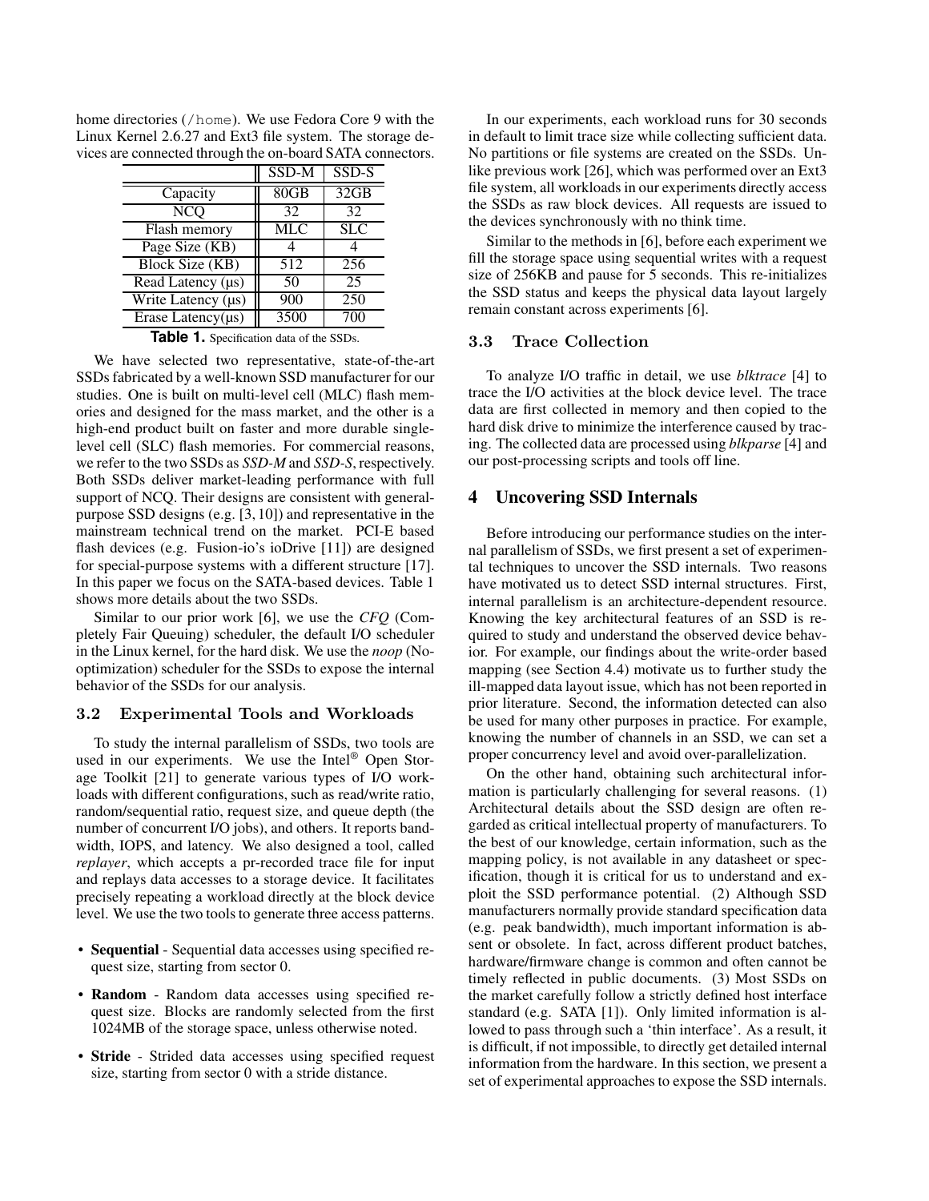home directories (/home). We use Fedora Core 9 with the Linux Kernel 2.6.27 and Ext3 file system. The storage devices are connected through the on-board SATA connectors.

| | SSD-M | SSD-S |
|---|---|---|
| Capacity | 80GB | 32GB |
| NCQ | 32 | 32 |
| Flash memory | MLC | SLC |
| Page Size (KB) | 4 | 4 |
| Block Size (KB) | 512 | 256 |
| Read Latency (µs) | 50 | 25 |
| Write Latency (µs) | 900 | 250 |
| Erase Latency(µs) | 3500 | 700 |

**Table 1.** Specification data of the SSDs.

We have selected two representative, state-of-the-art SSDs fabricated by a well-known SSD manufacturer for our studies. One is built on multi-level cell (MLC) flash memories and designed for the mass market, and the other is a high-end product built on faster and more durable single-level cell (SLC) flash memories. For commercial reasons, we refer to the two SSDs as *SSD-M* and *SSD-S*, respectively. Both SSDs deliver market-leading performance with full support of NCQ. Their designs are consistent with general-purpose SSD designs (e.g. [3, 10]) and representative in the mainstream technical trend on the market. PCI-E based flash devices (e.g. Fusion-io's ioDrive [11]) are designed for special-purpose systems with a different structure [17]. In this paper we focus on the SATA-based devices. Table 1 shows more details about the two SSDs.

Similar to our prior work [6], we use the *CFQ* (Completely Fair Queuing) scheduler, the default I/O scheduler in the Linux kernel, for the hard disk. We use the *noop* (No-optimization) scheduler for the SSDs to expose the internal behavior of the SSDs for our analysis.

### 3.2 Experimental Tools and Workloads

To study the internal parallelism of SSDs, two tools are used in our experiments. We use the Intel® Open Storage Toolkit [21] to generate various types of I/O workloads with different configurations, such as read/write ratio, random/sequential ratio, request size, and queue depth (the number of concurrent I/O jobs), and others. It reports bandwidth, IOPS, and latency. We also designed a tool, called *replayer*, which accepts a pr-recorded trace file for input and replays data accesses to a storage device. It facilitates precisely repeating a workload directly at the block device level. We use the two tools to generate three access patterns.

- **Sequential** - Sequential data accesses using specified request size, starting from sector 0.
- **Random** - Random data accesses using specified request size. Blocks are randomly selected from the first 1024MB of the storage space, unless otherwise noted.
- **Stride** - Strided data accesses using specified request size, starting from sector 0 with a stride distance.

In our experiments, each workload runs for 30 seconds in default to limit trace size while collecting sufficient data. No partitions or file systems are created on the SSDs. Unlike previous work [26], which was performed over an Ext3 file system, all workloads in our experiments directly access the SSDs as raw block devices. All requests are issued to the devices synchronously with no think time.

Similar to the methods in [6], before each experiment we fill the storage space using sequential writes with a request size of 256KB and pause for 5 seconds. This re-initializes the SSD status and keeps the physical data layout largely remain constant across experiments [6].

### 3.3 Trace Collection

To analyze I/O traffic in detail, we use *blktrace* [4] to trace the I/O activities at the block device level. The trace data are first collected in memory and then copied to the hard disk drive to minimize the interference caused by tracing. The collected data are processed using *blkparse* [4] and our post-processing scripts and tools off line.

## 4 Uncovering SSD Internals

Before introducing our performance studies on the internal parallelism of SSDs, we first present a set of experimental techniques to uncover the SSD internals. Two reasons have motivated us to detect SSD internal structures. First, internal parallelism is an architecture-dependent resource. Knowing the key architectural features of an SSD is required to study and understand the observed device behavior. For example, our findings about the write-order based mapping (see Section 4.4) motivate us to further study the ill-mapped data layout issue, which has not been reported in prior literature. Second, the information detected can also be used for many other purposes in practice. For example, knowing the number of channels in an SSD, we can set a proper concurrency level and avoid over-parallelization.

On the other hand, obtaining such architectural information is particularly challenging for several reasons. (1) Architectural details about the SSD design are often regarded as critical intellectual property of manufacturers. To the best of our knowledge, certain information, such as the mapping policy, is not available in any datasheet or specification, though it is critical for us to understand and exploit the SSD performance potential. (2) Although SSD manufacturers normally provide standard specification data (e.g. peak bandwidth), much important information is absent or obsolete. In fact, across different product batches, hardware/firmware change is common and often cannot be timely reflected in public documents. (3) Most SSDs on the market carefully follow a strictly defined host interface standard (e.g. SATA [1]). Only limited information is allowed to pass through such a 'thin interface'. As a result, it is difficult, if not impossible, to directly get detailed internal information from the hardware. In this section, we present a set of experimental approaches to expose the SSD internals.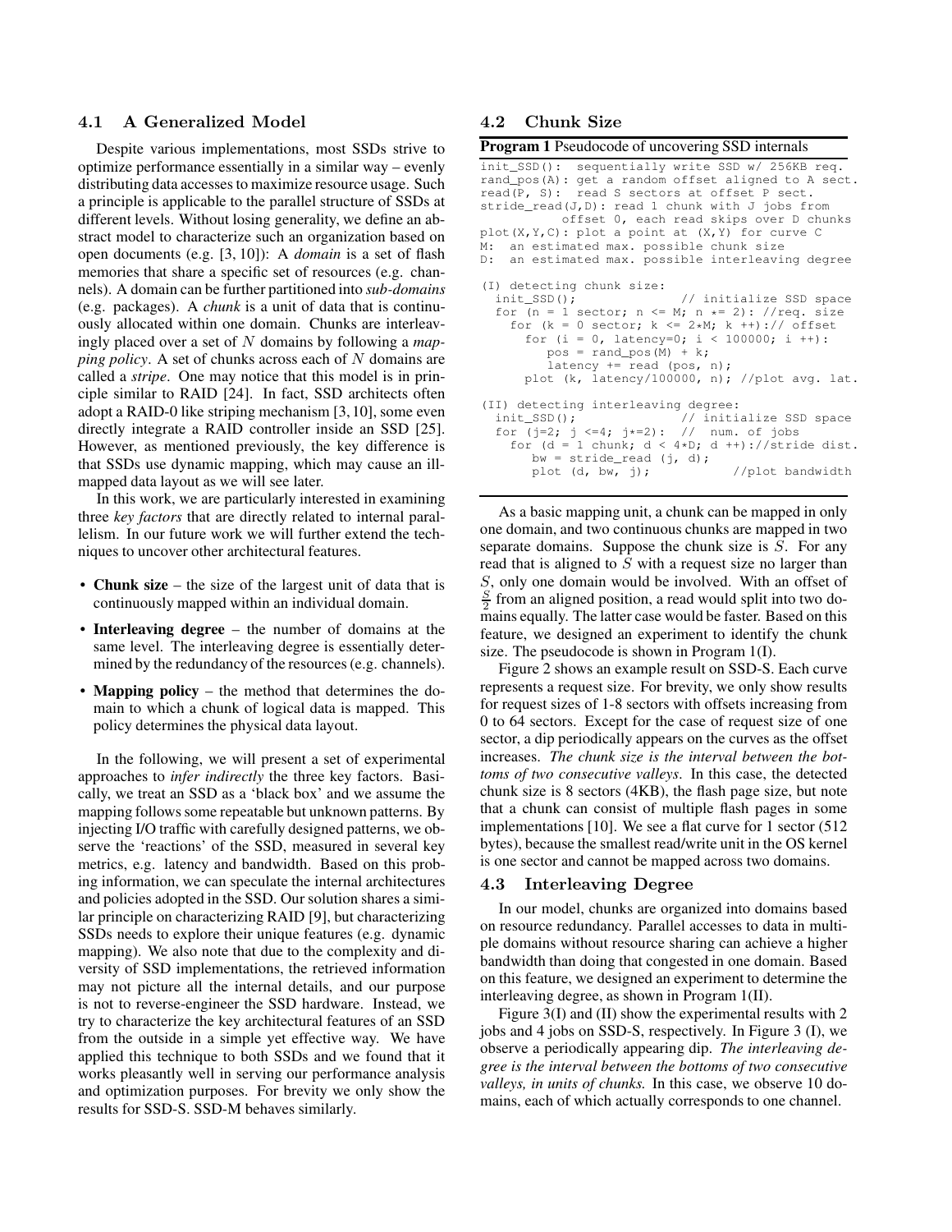### 4.1 A Generalized Model

Despite various implementations, most SSDs strive to optimize performance essentially in a similar way – evenly distributing data accesses to maximize resource usage. Such a principle is applicable to the parallel structure of SSDs at different levels. Without losing generality, we define an abstract model to characterize such an organization based on open documents (e.g. [3, 10]): A *domain* is a set of flash memories that share a specific set of resources (e.g. channels). A domain can be further partitioned into *sub-domains* (e.g. packages). A *chunk* is a unit of data that is continuously allocated within one domain. Chunks are interleavingly placed over a set of $N$ domains by following a *mapping policy*. A set of chunks across each of $N$ domains are called a *stripe*. One may notice that this model is in principle similar to RAID [24]. In fact, SSD architects often adopt a RAID-0 like striping mechanism [3, 10], some even directly integrate a RAID controller inside an SSD [25]. However, as mentioned previously, the key difference is that SSDs use dynamic mapping, which may cause an ill-mapped data layout as we will see later.

In this work, we are particularly interested in examining three *key factors* that are directly related to internal parallelism. In our future work we will further extend the techniques to uncover other architectural features.

- **Chunk size** – the size of the largest unit of data that is continuously mapped within an individual domain.
- **Interleaving degree** – the number of domains at the same level. The interleaving degree is essentially determined by the redundancy of the resources (e.g. channels).
- **Mapping policy** – the method that determines the domain to which a chunk of logical data is mapped. This policy determines the physical data layout.

In the following, we will present a set of experimental approaches to *infer indirectly* the three key factors. Basically, we treat an SSD as a 'black box' and we assume the mapping follows some repeatable but unknown patterns. By injecting I/O traffic with carefully designed patterns, we observe the 'reactions' of the SSD, measured in several key metrics, e.g. latency and bandwidth. Based on this probing information, we can speculate the internal architectures and policies adopted in the SSD. Our solution shares a similar principle on characterizing RAID [9], but characterizing SSDs needs to explore their unique features (e.g. dynamic mapping). We also note that due to the complexity and diversity of SSD implementations, the retrieved information may not picture all the internal details, and our purpose is not to reverse-engineer the SSD hardware. Instead, we try to characterize the key architectural features of an SSD from the outside in a simple yet effective way. We have applied this technique to both SSDs and we found that it works pleasantly well in serving our performance analysis and optimization purposes. For brevity we only show the results for SSD-S. SSD-M behaves similarly.

### 4.2 Chunk Size

**Program 1** Pseudocode of uncovering SSD internals

```
init_SSD(): sequentially write SSD w/ 256KB req.
rand_pos(A): get a random offset aligned to A sect.
read(P, S): read S sectors at offset P sect.
stride_read(J,D): read 1 chunk with J jobs from
          offset 0, each read skips over D chunks
plot(X,Y,C): plot a point at (X,Y) for curve C
M: an estimated max. possible chunk size
D: an estimated max. possible interleaving degree

(I) detecting chunk size:
  init_SSD();                // initialize SSD space
  for (n = 1 sector; n <= M; n *= 2): //req. size
    for (k = 0 sector; k <= 2*M; k ++):// offset
      for (i = 0, latency=0; i < 100000; i ++):
         pos = rand_pos(M) + k;
         latency += read (pos, n);
      plot (k, latency/100000, n); //plot avg. lat.

(II) detecting interleaving degree:
  init_SSD();               // initialize SSD space
  for (j=2; j <=4; j*=2):  // num. of jobs
    for (d = 1 chunk; d < 4*D; d ++)://stride dist.
       bw = stride_read (j, d);
       plot (d, bw, j);            //plot bandwidth
```

As a basic mapping unit, a chunk can be mapped in only one domain, and two continuous chunks are mapped in two separate domains. Suppose the chunk size is $S$. For any read that is aligned to $S$ with a request size no larger than $S$, only one domain would be involved. With an offset of $\frac{S}{2}$ from an aligned position, a read would split into two domains equally. The latter case would be faster. Based on this feature, we designed an experiment to identify the chunk size. The pseudocode is shown in Program 1(I).

Figure 2 shows an example result on SSD-S. Each curve represents a request size. For brevity, we only show results for request sizes of 1-8 sectors with offsets increasing from 0 to 64 sectors. Except for the case of request size of one sector, a dip periodically appears on the curves as the offset increases. *The chunk size is the interval between the bottoms of two consecutive valleys*. In this case, the detected chunk size is 8 sectors (4KB), the flash page size, but note that a chunk can consist of multiple flash pages in some implementations [10]. We see a flat curve for 1 sector (512 bytes), because the smallest read/write unit in the OS kernel is one sector and cannot be mapped across two domains.

### 4.3 Interleaving Degree

In our model, chunks are organized into domains based on resource redundancy. Parallel accesses to data in multiple domains without resource sharing can achieve a higher bandwidth than doing that congested in one domain. Based on this feature, we designed an experiment to determine the interleaving degree, as shown in Program 1(II).

Figure 3(I) and (II) show the experimental results with 2 jobs and 4 jobs on SSD-S, respectively. In Figure 3 (I), we observe a periodically appearing dip. *The interleaving degree is the interval between the bottoms of two consecutive valleys, in units of chunks.* In this case, we observe 10 domains, each of which actually corresponds to one channel.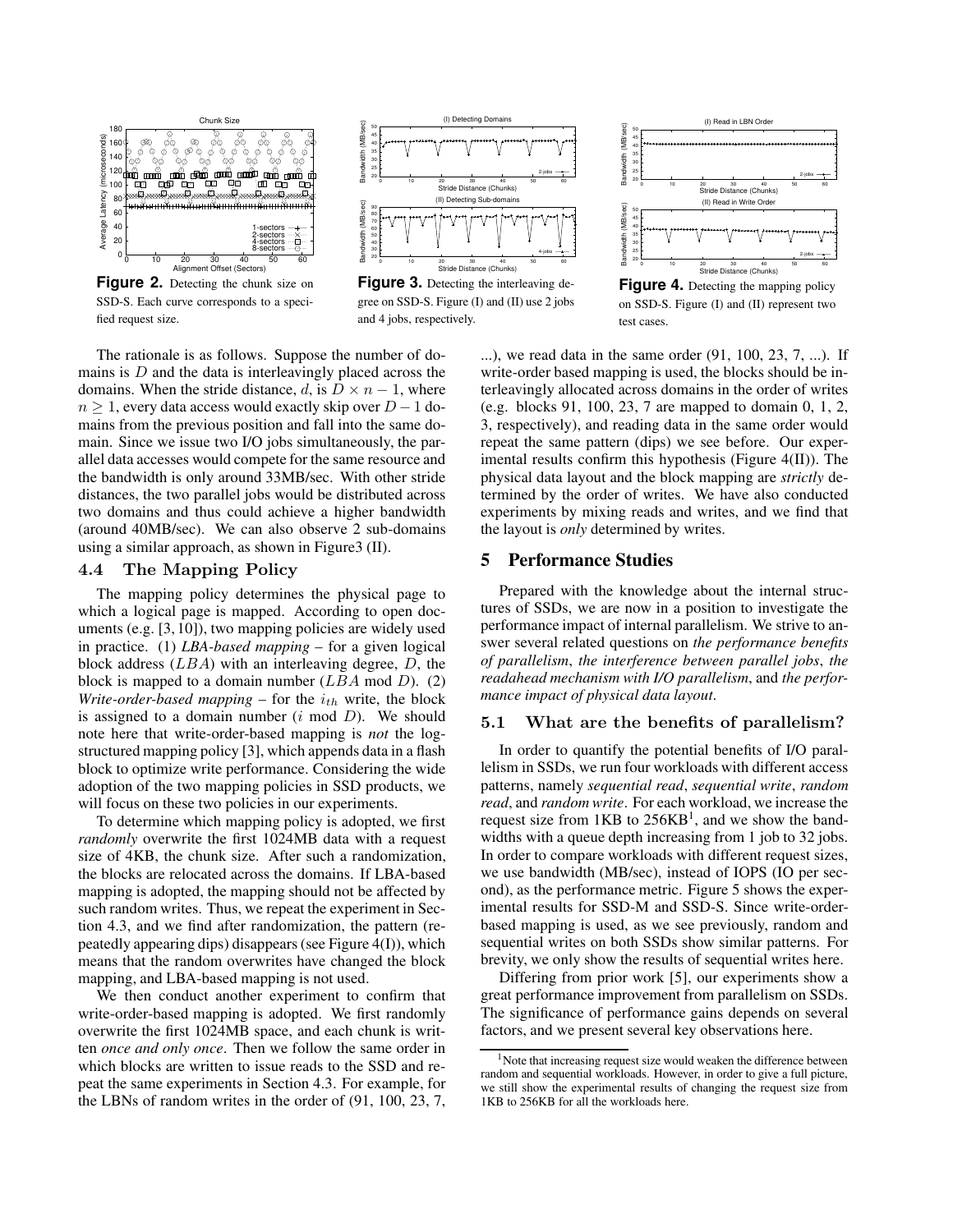**Figure 2.** Detecting the chunk size on SSD-S. Each curve corresponds to a specified request size.

**Figure 3.** Detecting the interleaving degree on SSD-S. Figure (I) and (II) use 2 jobs and 4 jobs, respectively.

**Figure 4.** Detecting the mapping policy on SSD-S. Figure (I) and (II) represent two test cases.

The rationale is as follows. Suppose the number of domains is $D$ and the data is interleavingly placed across the domains. When the stride distance, $d$, is $D \times n - 1$, where $n \geq 1$, every data access would exactly skip over $D - 1$ domains from the previous position and fall into the same domain. Since we issue two I/O jobs simultaneously, the parallel data accesses would compete for the same resource and the bandwidth is only around 33MB/sec. With other stride distances, the two parallel jobs would be distributed across two domains and thus could achieve a higher bandwidth (around 40MB/sec). We can also observe 2 sub-domains using a similar approach, as shown in Figure3 (II).

### 4.4 The Mapping Policy

The mapping policy determines the physical page to which a logical page is mapped. According to open documents (e.g. [3, 10]), two mapping policies are widely used in practice. (1) *LBA-based mapping* – for a given logical block address ($LBA$) with an interleaving degree, $D$, the block is mapped to a domain number ($LBA$ mod $D$). (2) *Write-order-based mapping* – for the $i_{th}$ write, the block is assigned to a domain number ($i$ mod $D$). We should note here that write-order-based mapping is *not* the log-structured mapping policy [3], which appends data in a flash block to optimize write performance. Considering the wide adoption of the two mapping policies in SSD products, we will focus on these two policies in our experiments.

To determine which mapping policy is adopted, we first *randomly* overwrite the first 1024MB data with a request size of 4KB, the chunk size. After such a randomization, the blocks are relocated across the domains. If LBA-based mapping is adopted, the mapping should not be affected by such random writes. Thus, we repeat the experiment in Section 4.3, and we find after randomization, the pattern (repeatedly appearing dips) disappears (see Figure 4(I)), which means that the random overwrites have changed the block mapping, and LBA-based mapping is not used.

We then conduct another experiment to confirm that write-order-based mapping is adopted. We first randomly overwrite the first 1024MB space, and each chunk is written *once and only once*. Then we follow the same order in which blocks are written to issue reads to the SSD and repeat the same experiments in Section 4.3. For example, for the LBNs of random writes in the order of (91, 100, 23, 7, ...), we read data in the same order (91, 100, 23, 7, ...). If write-order based mapping is used, the blocks should be interleavingly allocated across domains in the order of writes (e.g. blocks 91, 100, 23, 7 are mapped to domain 0, 1, 2, 3, respectively), and reading data in the same order would repeat the same pattern (dips) we see before. Our experimental results confirm this hypothesis (Figure 4(II)). The physical data layout and the block mapping are *strictly* determined by the order of writes. We have also conducted experiments by mixing reads and writes, and we find that the layout is *only* determined by writes.

## 5 Performance Studies

Prepared with the knowledge about the internal structures of SSDs, we are now in a position to investigate the performance impact of internal parallelism. We strive to answer several related questions on *the performance benefits of parallelism*, *the interference between parallel jobs*, *the readahead mechanism with I/O parallelism*, and *the performance impact of physical data layout*.

### 5.1 What are the benefits of parallelism?

In order to quantify the potential benefits of I/O parallelism in SSDs, we run four workloads with different access patterns, namely *sequential read*, *sequential write*, *random read*, and *random write*. For each workload, we increase the request size from 1KB to 256KB[1], and we show the bandwidths with a queue depth increasing from 1 job to 32 jobs. In order to compare workloads with different request sizes, we use bandwidth (MB/sec), instead of IOPS (IO per second), as the performance metric. Figure 5 shows the experimental results for SSD-M and SSD-S. Since write-order-based mapping is used, as we see previously, random and sequential writes on both SSDs show similar patterns. For brevity, we only show the results of sequential writes here.

Differing from prior work [5], our experiments show a great performance improvement from parallelism on SSDs. The significance of performance gains depends on several factors, and we present several key observations here.

[1] Note that increasing request size would weaken the difference between random and sequential workloads. However, in order to give a full picture, we still show the experimental results of changing the request size from 1KB to 256KB for all the workloads here.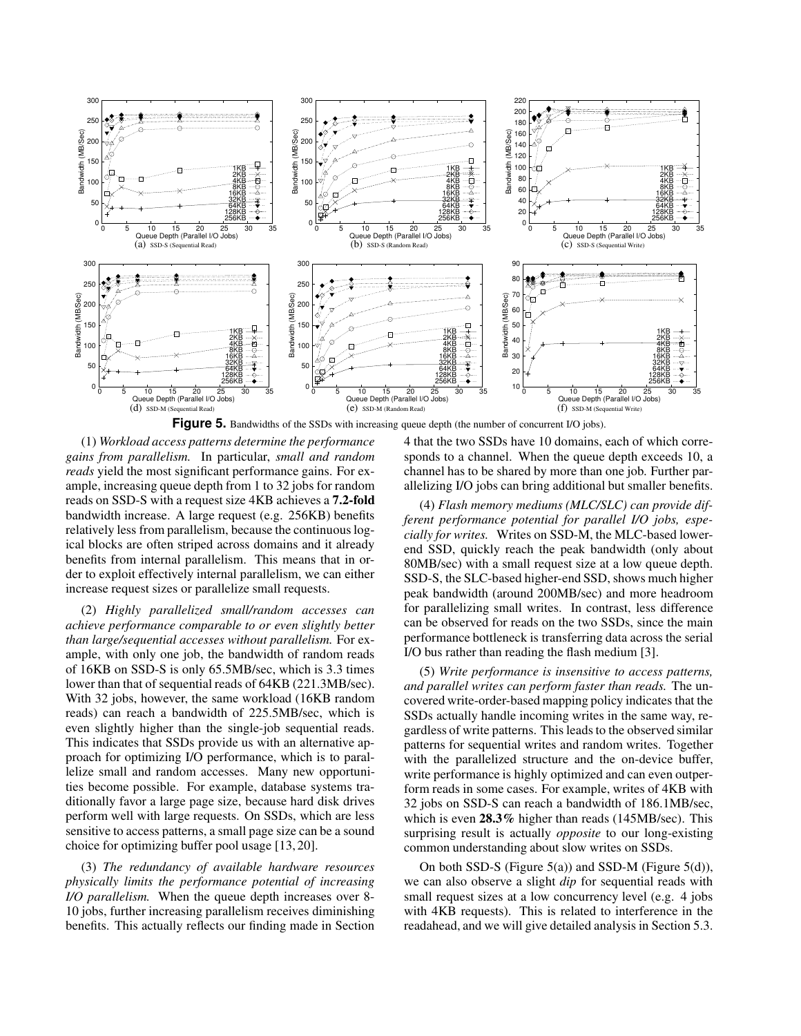**Figure 5.** Bandwidths of the SSDs with increasing queue depth (the number of concurrent I/O jobs).

(1) *Workload access patterns determine the performance gains from parallelism.* In particular, *small and random reads* yield the most significant performance gains. For example, increasing queue depth from 1 to 32 jobs for random reads on SSD-S with a request size 4KB achieves a **7.2-fold** bandwidth increase. A large request (e.g. 256KB) benefits relatively less from parallelism, because the continuous logical blocks are often striped across domains and it already benefits from internal parallelism. This means that in order to exploit effectively internal parallelism, we can either increase request sizes or parallelize small requests.

(2) *Highly parallelized small/random accesses can achieve performance comparable to or even slightly better than large/sequential accesses without parallelism.* For example, with only one job, the bandwidth of random reads of 16KB on SSD-S is only 65.5MB/sec, which is 3.3 times lower than that of sequential reads of 64KB (221.3MB/sec). With 32 jobs, however, the same workload (16KB random reads) can reach a bandwidth of 225.5MB/sec, which is even slightly higher than the single-job sequential reads. This indicates that SSDs provide us with an alternative approach for optimizing I/O performance, which is to parallelize small and random accesses. Many new opportunities become possible. For example, database systems traditionally favor a large page size, because hard disk drives perform well with large requests. On SSDs, which are less sensitive to access patterns, a small page size can be a sound choice for optimizing buffer pool usage [13, 20].

(3) *The redundancy of available hardware resources physically limits the performance potential of increasing I/O parallelism.* When the queue depth increases over 8-10 jobs, further increasing parallelism receives diminishing benefits. This actually reflects our finding made in Section 4 that the two SSDs have 10 domains, each of which corresponds to a channel. When the queue depth exceeds 10, a channel has to be shared by more than one job. Further parallelizing I/O jobs can bring additional but smaller benefits.

(4) *Flash memory mediums (MLC/SLC) can provide different performance potential for parallel I/O jobs, especially for writes.* Writes on SSD-M, the MLC-based lower-end SSD, quickly reach the peak bandwidth (only about 80MB/sec) with a small request size at a low queue depth. SSD-S, the SLC-based higher-end SSD, shows much higher peak bandwidth (around 200MB/sec) and more headroom for parallelizing small writes. In contrast, less difference can be observed for reads on the two SSDs, since the main performance bottleneck is transferring data across the serial I/O bus rather than reading the flash medium [3].

(5) *Write performance is insensitive to access patterns, and parallel writes can perform faster than reads.* The uncovered write-order-based mapping policy indicates that the SSDs actually handle incoming writes in the same way, regardless of write patterns. This leads to the observed similar patterns for sequential writes and random writes. Together with the parallelized structure and the on-device buffer, write performance is highly optimized and can even outperform reads in some cases. For example, writes of 4KB with 32 jobs on SSD-S can reach a bandwidth of 186.1MB/sec, which is even **28.3%** higher than reads (145MB/sec). This surprising result is actually *opposite* to our long-existing common understanding about slow writes on SSDs.

On both SSD-S (Figure 5(a)) and SSD-M (Figure 5(d)), we can also observe a slight *dip* for sequential reads with small request sizes at a low concurrency level (e.g. 4 jobs with 4KB requests). This is related to interference in the readahead, and we will give detailed analysis in Section 5.3.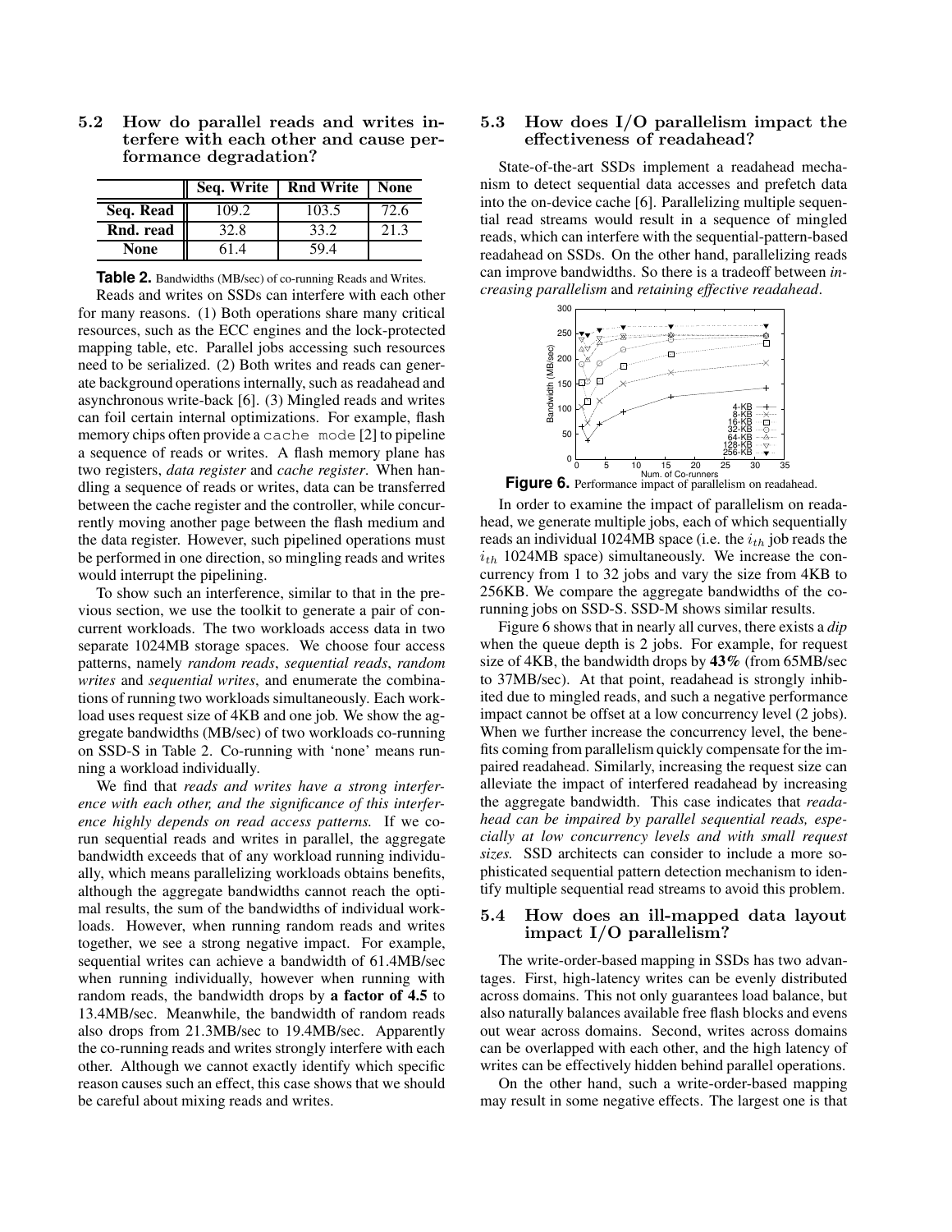### 5.2 How do parallel reads and writes interfere with each other and cause performance degradation?

|  | Seq. Write | Rnd Write | None |
|---|---|---|---|
| **Seq. Read** | 109.2 | 103.5 | 72.6 |
| **Rnd. read** | 32.8 | 33.2 | 21.3 |
| **None** | 61.4 | 59.4 |  |

**Table 2.** Bandwidths (MB/sec) of co-running Reads and Writes.

Reads and writes on SSDs can interfere with each other for many reasons. (1) Both operations share many critical resources, such as the ECC engines and the lock-protected mapping table, etc. Parallel jobs accessing such resources need to be serialized. (2) Both writes and reads can generate background operations internally, such as readahead and asynchronous write-back [6]. (3) Mingled reads and writes can foil certain internal optimizations. For example, flash memory chips often provide a `cache mode` [2] to pipeline a sequence of reads or writes. A flash memory plane has two registers, *data register* and *cache register*. When handling a sequence of reads or writes, data can be transferred between the cache register and the controller, while concurrently moving another page between the flash medium and the data register. However, such pipelined operations must be performed in one direction, so mingling reads and writes would interrupt the pipelining.

To show such an interference, similar to that in the previous section, we use the toolkit to generate a pair of concurrent workloads. The two workloads access data in two separate 1024MB storage spaces. We choose four access patterns, namely *random reads*, *sequential reads*, *random writes* and *sequential writes*, and enumerate the combinations of running two workloads simultaneously. Each workload uses request size of 4KB and one job. We show the aggregate bandwidths (MB/sec) of two workloads co-running on SSD-S in Table 2. Co-running with 'none' means running a workload individually.

We find that *reads and writes have a strong interference with each other, and the significance of this interference highly depends on read access patterns.* If we co-run sequential reads and writes in parallel, the aggregate bandwidth exceeds that of any workload running individually, which means parallelizing workloads obtains benefits, although the aggregate bandwidths cannot reach the optimal results, the sum of the bandwidths of individual workloads. However, when running random reads and writes together, we see a strong negative impact. For example, sequential writes can achieve a bandwidth of 61.4MB/sec when running individually, however when running with random reads, the bandwidth drops by **a factor of 4.5** to 13.4MB/sec. Meanwhile, the bandwidth of random reads also drops from 21.3MB/sec to 19.4MB/sec. Apparently the co-running reads and writes strongly interfere with each other. Although we cannot exactly identify which specific reason causes such an effect, this case shows that we should be careful about mixing reads and writes.

### 5.3 How does I/O parallelism impact the effectiveness of readahead?

State-of-the-art SSDs implement a readahead mechanism to detect sequential data accesses and prefetch data into the on-device cache [6]. Parallelizing multiple sequential read streams would result in a sequence of mingled reads, which can interfere with the sequential-pattern-based readahead on SSDs. On the other hand, parallelizing reads can improve bandwidths. So there is a tradeoff between *increasing parallelism* and *retaining effective readahead*.

**Figure 6.** Performance impact of parallelism on readahead.

In order to examine the impact of parallelism on readahead, we generate multiple jobs, each of which sequentially reads an individual 1024MB space (i.e. the $i_{th}$ job reads the $i_{th}$ 1024MB space) simultaneously. We increase the concurrency from 1 to 32 jobs and vary the size from 4KB to 256KB. We compare the aggregate bandwidths of the co-running jobs on SSD-S. SSD-M shows similar results.

Figure 6 shows that in nearly all curves, there exists a *dip* when the queue depth is 2 jobs. For example, for request size of 4KB, the bandwidth drops by **43%** (from 65MB/sec to 37MB/sec). At that point, readahead is strongly inhibited due to mingled reads, and such a negative performance impact cannot be offset at a low concurrency level (2 jobs). When we further increase the concurrency level, the benefits coming from parallelism quickly compensate for the impaired readahead. Similarly, increasing the request size can alleviate the impact of interfered readahead by increasing the aggregate bandwidth. This case indicates that *readahead can be impaired by parallel sequential reads, especially at low concurrency levels and with small request sizes.* SSD architects can consider to include a more sophisticated sequential pattern detection mechanism to identify multiple sequential read streams to avoid this problem.

### 5.4 How does an ill-mapped data layout impact I/O parallelism?

The write-order-based mapping in SSDs has two advantages. First, high-latency writes can be evenly distributed across domains. This not only guarantees load balance, but also naturally balances available free flash blocks and evens out wear across domains. Second, writes across domains can be overlapped with each other, and the high latency of writes can be effectively hidden behind parallel operations.

On the other hand, such a write-order-based mapping may result in some negative effects. The largest one is that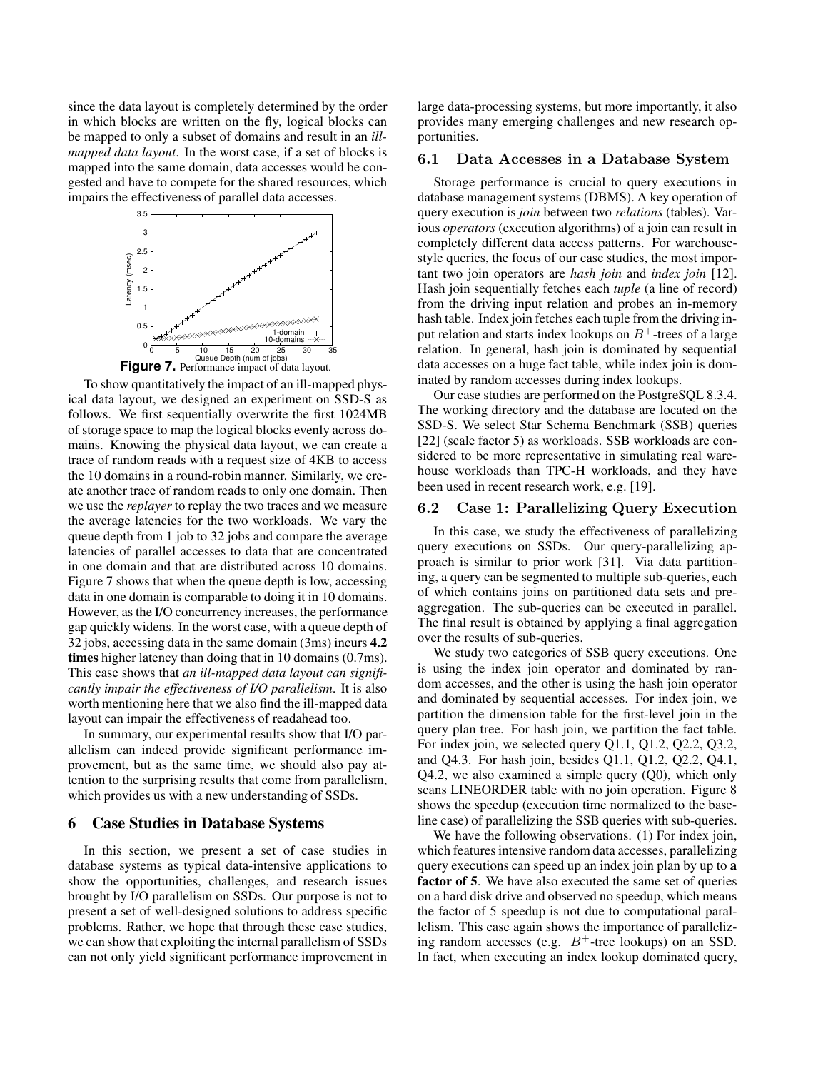since the data layout is completely determined by the order in which blocks are written on the fly, logical blocks can be mapped to only a subset of domains and result in an *ill-mapped data layout*. In the worst case, if a set of blocks is mapped into the same domain, data accesses would be congested and have to compete for the shared resources, which impairs the effectiveness of parallel data accesses.

**Figure 7.** Performance impact of data layout.

To show quantitatively the impact of an ill-mapped physical data layout, we designed an experiment on SSD-S as follows. We first sequentially overwrite the first 1024MB of storage space to map the logical blocks evenly across domains. Knowing the physical data layout, we can create a trace of random reads with a request size of 4KB to access the 10 domains in a round-robin manner. Similarly, we create another trace of random reads to only one domain. Then we use the *replayer* to replay the two traces and we measure the average latencies for the two workloads. We vary the queue depth from 1 job to 32 jobs and compare the average latencies of parallel accesses to data that are concentrated in one domain and that are distributed across 10 domains. Figure 7 shows that when the queue depth is low, accessing data in one domain is comparable to doing it in 10 domains. However, as the I/O concurrency increases, the performance gap quickly widens. In the worst case, with a queue depth of 32 jobs, accessing data in the same domain (3ms) incurs **4.2 times** higher latency than doing that in 10 domains (0.7ms). This case shows that *an ill-mapped data layout can significantly impair the effectiveness of I/O parallelism*. It is also worth mentioning here that we also find the ill-mapped data layout can impair the effectiveness of readahead too.

In summary, our experimental results show that I/O parallelism can indeed provide significant performance improvement, but as the same time, we should also pay attention to the surprising results that come from parallelism, which provides us with a new understanding of SSDs.

## 6 Case Studies in Database Systems

In this section, we present a set of case studies in database systems as typical data-intensive applications to show the opportunities, challenges, and research issues brought by I/O parallelism on SSDs. Our purpose is not to present a set of well-designed solutions to address specific problems. Rather, we hope that through these case studies, we can show that exploiting the internal parallelism of SSDs can not only yield significant performance improvement in large data-processing systems, but more importantly, it also provides many emerging challenges and new research opportunities.

### 6.1 Data Accesses in a Database System

Storage performance is crucial to query executions in database management systems (DBMS). A key operation of query execution is *join* between two *relations* (tables). Various *operators* (execution algorithms) of a join can result in completely different data access patterns. For warehouse-style queries, the focus of our case studies, the most important two join operators are *hash join* and *index join* [12]. Hash join sequentially fetches each *tuple* (a line of record) from the driving input relation and probes an in-memory hash table. Index join fetches each tuple from the driving input relation and starts index lookups on $B^+$-trees of a large relation. In general, hash join is dominated by sequential data accesses on a huge fact table, while index join is dominated by random accesses during index lookups.

Our case studies are performed on the PostgreSQL 8.3.4. The working directory and the database are located on the SSD-S. We select Star Schema Benchmark (SSB) queries [22] (scale factor 5) as workloads. SSB workloads are considered to be more representative in simulating real warehouse workloads than TPC-H workloads, and they have been used in recent research work, e.g. [19].

### 6.2 Case 1: Parallelizing Query Execution

In this case, we study the effectiveness of parallelizing query executions on SSDs. Our query-parallelizing approach is similar to prior work [31]. Via data partitioning, a query can be segmented to multiple sub-queries, each of which contains joins on partitioned data sets and pre-aggregation. The sub-queries can be executed in parallel. The final result is obtained by applying a final aggregation over the results of sub-queries.

We study two categories of SSB query executions. One is using the index join operator and dominated by random accesses, and the other is using the hash join operator and dominated by sequential accesses. For index join, we partition the dimension table for the first-level join in the query plan tree. For hash join, we partition the fact table. For index join, we selected query Q1.1, Q1.2, Q2.2, Q3.2, and Q4.3. For hash join, besides Q1.1, Q1.2, Q2.2, Q4.1, Q4.2, we also examined a simple query (Q0), which only scans LINEORDER table with no join operation. Figure 8 shows the speedup (execution time normalized to the baseline case) of parallelizing the SSB queries with sub-queries.

We have the following observations. (1) For index join, which features intensive random data accesses, parallelizing query executions can speed up an index join plan by up to **a factor of 5**. We have also executed the same set of queries on a hard disk drive and observed no speedup, which means the factor of 5 speedup is not due to computational parallelism. This case again shows the importance of parallelizing random accesses (e.g. $B^+$-tree lookups) on an SSD. In fact, when executing an index lookup dominated query,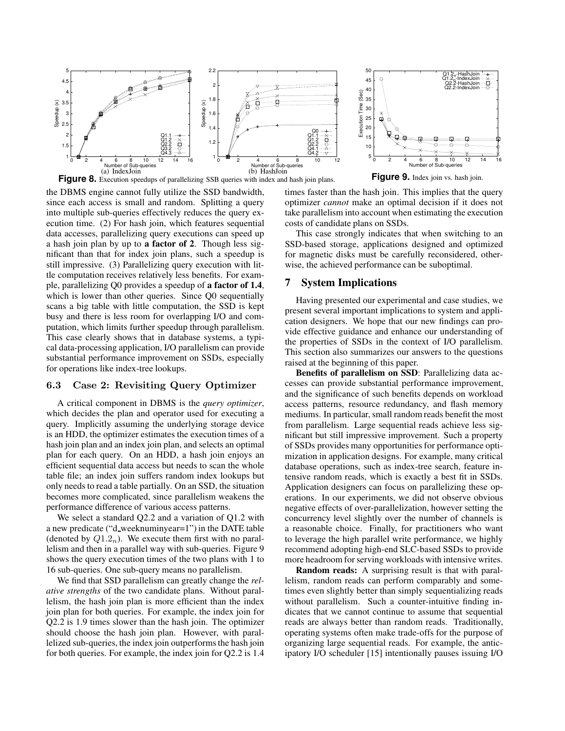**Figure 8.** Execution speedups of parallelizing SSB queries with index and hash join plans. (a) IndexJoin (b) HashJoin

**Figure 9.** Index join vs. hash join.

the DBMS engine cannot fully utilize the SSD bandwidth, since each access is small and random. Splitting a query into multiple sub-queries effectively reduces the query execution time. (2) For hash join, which features sequential data accesses, parallelizing query executions can speed up a hash join plan by up to **a factor of 2**. Though less significant than that for index join plans, such a speedup is still impressive. (3) Parallelizing query execution with little computation receives relatively less benefits. For example, parallelizing Q0 provides a speedup of **a factor of 1.4**, which is lower than other queries. Since Q0 sequentially scans a big table with little computation, the SSD is kept busy and there is less room for overlapping I/O and computation, which limits further speedup through parallelism. This case clearly shows that in database systems, a typical data-processing application, I/O parallelism can provide substantial performance improvement on SSDs, especially for operations like index-tree lookups.

### 6.3 Case 2: Revisiting Query Optimizer

A critical component in DBMS is the *query optimizer*, which decides the plan and operator used for executing a query. Implicitly assuming the underlying storage device is an HDD, the optimizer estimates the execution times of a hash join plan and an index join plan, and selects an optimal plan for each query. On an HDD, a hash join enjoys an efficient sequential data access but needs to scan the whole table file; an index join suffers random index lookups but only needs to read a table partially. On an SSD, the situation becomes more complicated, since parallelism weakens the performance difference of various access patterns.

We select a standard Q2.2 and a variation of Q1.2 with a new predicate ("d_weeknuminyear=1") in the DATE table (denoted by $Q1.2_n$). We execute them first with no parallelism and then in a parallel way with sub-queries. Figure 9 shows the query execution times of the two plans with 1 to 16 sub-queries. One sub-query means no parallelism.

We find that SSD parallelism can greatly change the *relative strengths* of the two candidate plans. Without parallelism, the hash join plan is more efficient than the index join plan for both queries. For example, the index join for Q2.2 is 1.9 times slower than the hash join. The optimizer should choose the hash join plan. However, with parallelized sub-queries, the index join outperforms the hash join for both queries. For example, the index join for Q2.2 is 1.4 times faster than the hash join. This implies that the query optimizer *cannot* make an optimal decision if it does not take parallelism into account when estimating the execution costs of candidate plans on SSDs.

This case strongly indicates that when switching to an SSD-based storage, applications designed and optimized for magnetic disks must be carefully reconsidered, otherwise, the achieved performance can be suboptimal.

## 7 System Implications

Having presented our experimental and case studies, we present several important implications to system and application designers. We hope that our new findings can provide effective guidance and enhance our understanding of the properties of SSDs in the context of I/O parallelism. This section also summarizes our answers to the questions raised at the beginning of this paper.

**Benefits of parallelism on SSD**: Parallelizing data accesses can provide substantial performance improvement, and the significance of such benefits depends on workload access patterns, resource redundancy, and flash memory mediums. In particular, small random reads benefit the most from parallelism. Large sequential reads achieve less significant but still impressive improvement. Such a property of SSDs provides many opportunities for performance optimization in application designs. For example, many critical database operations, such as index-tree search, feature intensive random reads, which is exactly a best fit in SSDs. Application designers can focus on parallelizing these operations. In our experiments, we did not observe obvious negative effects of over-parallelization, however setting the concurrency level slightly over the number of channels is a reasonable choice. Finally, for practitioners who want to leverage the high parallel write performance, we highly recommend adopting high-end SLC-based SSDs to provide more headroom for serving workloads with intensive writes.

**Random reads:** A surprising result is that with parallelism, random reads can perform comparably and sometimes even slightly better than simply sequentializing reads without parallelism. Such a counter-intuitive finding indicates that we cannot continue to assume that sequential reads are always better than random reads. Traditionally, operating systems often make trade-offs for the purpose of organizing large sequential reads. For example, the anticipatory I/O scheduler [15] intentionally pauses issuing I/O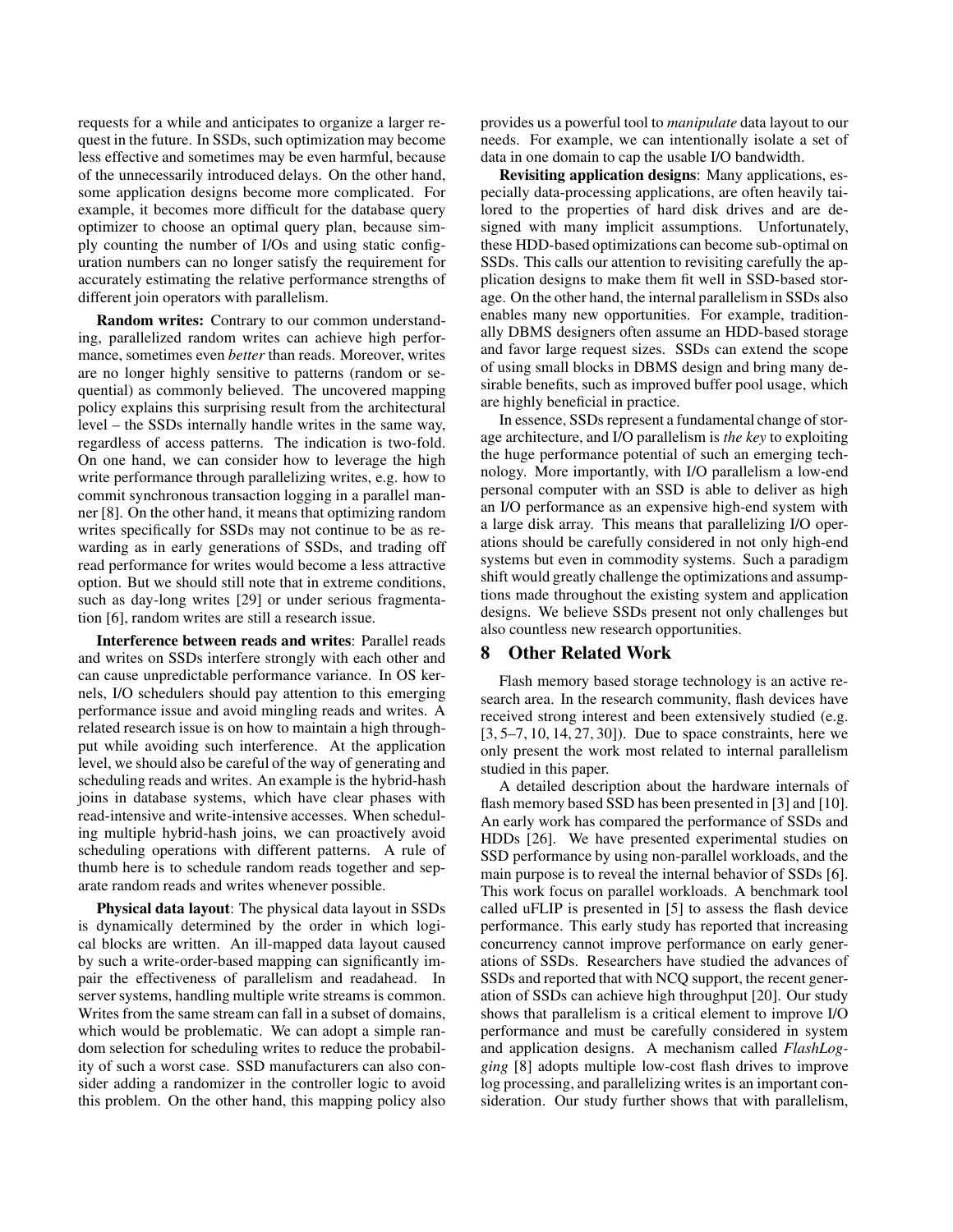requests for a while and anticipates to organize a larger request in the future. In SSDs, such optimization may become less effective and sometimes may be even harmful, because of the unnecessarily introduced delays. On the other hand, some application designs become more complicated. For example, it becomes more difficult for the database query optimizer to choose an optimal query plan, because simply counting the number of I/Os and using static configuration numbers can no longer satisfy the requirement for accurately estimating the relative performance strengths of different join operators with parallelism.

**Random writes:** Contrary to our common understanding, parallelized random writes can achieve high performance, sometimes even *better* than reads. Moreover, writes are no longer highly sensitive to patterns (random or sequential) as commonly believed. The uncovered mapping policy explains this surprising result from the architectural level – the SSDs internally handle writes in the same way, regardless of access patterns. The indication is two-fold. On one hand, we can consider how to leverage the high write performance through parallelizing writes, e.g. how to commit synchronous transaction logging in a parallel manner [8]. On the other hand, it means that optimizing random writes specifically for SSDs may not continue to be as rewarding as in early generations of SSDs, and trading off read performance for writes would become a less attractive option. But we should still note that in extreme conditions, such as day-long writes [29] or under serious fragmentation [6], random writes are still a research issue.

**Interference between reads and writes**: Parallel reads and writes on SSDs interfere strongly with each other and can cause unpredictable performance variance. In OS kernels, I/O schedulers should pay attention to this emerging performance issue and avoid mingling reads and writes. A related research issue is on how to maintain a high throughput while avoiding such interference. At the application level, we should also be careful of the way of generating and scheduling reads and writes. An example is the hybrid-hash joins in database systems, which have clear phases with read-intensive and write-intensive accesses. When scheduling multiple hybrid-hash joins, we can proactively avoid scheduling operations with different patterns. A rule of thumb here is to schedule random reads together and separate random reads and writes whenever possible.

**Physical data layout**: The physical data layout in SSDs is dynamically determined by the order in which logical blocks are written. An ill-mapped data layout caused by such a write-order-based mapping can significantly impair the effectiveness of parallelism and readahead. In server systems, handling multiple write streams is common. Writes from the same stream can fall in a subset of domains, which would be problematic. We can adopt a simple random selection for scheduling writes to reduce the probability of such a worst case. SSD manufacturers can also consider adding a randomizer in the controller logic to avoid this problem. On the other hand, this mapping policy also provides us a powerful tool to *manipulate* data layout to our needs. For example, we can intentionally isolate a set of data in one domain to cap the usable I/O bandwidth.

**Revisiting application designs**: Many applications, especially data-processing applications, are often heavily tailored to the properties of hard disk drives and are designed with many implicit assumptions. Unfortunately, these HDD-based optimizations can become sub-optimal on SSDs. This calls our attention to revisiting carefully the application designs to make them fit well in SSD-based storage. On the other hand, the internal parallelism in SSDs also enables many new opportunities. For example, traditionally DBMS designers often assume an HDD-based storage and favor large request sizes. SSDs can extend the scope of using small blocks in DBMS design and bring many desirable benefits, such as improved buffer pool usage, which are highly beneficial in practice.

In essence, SSDs represent a fundamental change of storage architecture, and I/O parallelism is *the key* to exploiting the huge performance potential of such an emerging technology. More importantly, with I/O parallelism a low-end personal computer with an SSD is able to deliver as high an I/O performance as an expensive high-end system with a large disk array. This means that parallelizing I/O operations should be carefully considered in not only high-end systems but even in commodity systems. Such a paradigm shift would greatly challenge the optimizations and assumptions made throughout the existing system and application designs. We believe SSDs present not only challenges but also countless new research opportunities.

## 8 Other Related Work

Flash memory based storage technology is an active research area. In the research community, flash devices have received strong interest and been extensively studied (e.g. [3, 5–7, 10, 14, 27, 30]). Due to space constraints, here we only present the work most related to internal parallelism studied in this paper.

A detailed description about the hardware internals of flash memory based SSD has been presented in [3] and [10]. An early work has compared the performance of SSDs and HDDs [26]. We have presented experimental studies on SSD performance by using non-parallel workloads, and the main purpose is to reveal the internal behavior of SSDs [6]. This work focus on parallel workloads. A benchmark tool called uFLIP is presented in [5] to assess the flash device performance. This early study has reported that increasing concurrency cannot improve performance on early generations of SSDs. Researchers have studied the advances of SSDs and reported that with NCQ support, the recent generation of SSDs can achieve high throughput [20]. Our study shows that parallelism is a critical element to improve I/O performance and must be carefully considered in system and application designs. A mechanism called *FlashLogging* [8] adopts multiple low-cost flash drives to improve log processing, and parallelizing writes is an important consideration. Our study further shows that with parallelism,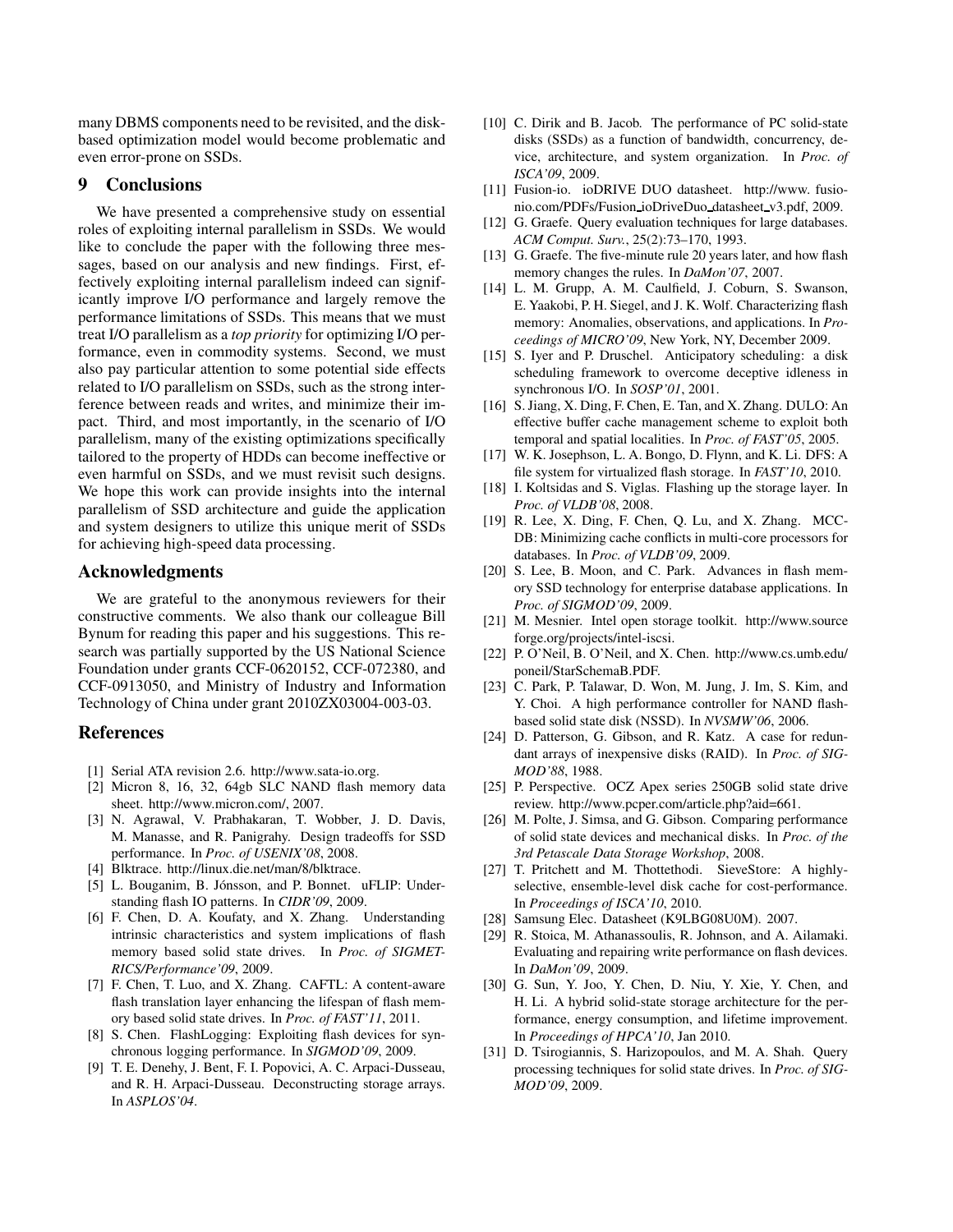many DBMS components need to be revisited, and the disk-based optimization model would become problematic and even error-prone on SSDs.

## 9 Conclusions

We have presented a comprehensive study on essential roles of exploiting internal parallelism in SSDs. We would like to conclude the paper with the following three messages, based on our analysis and new findings. First, effectively exploiting internal parallelism indeed can significantly improve I/O performance and largely remove the performance limitations of SSDs. This means that we must treat I/O parallelism as a *top priority* for optimizing I/O performance, even in commodity systems. Second, we must also pay particular attention to some potential side effects related to I/O parallelism on SSDs, such as the strong interference between reads and writes, and minimize their impact. Third, and most importantly, in the scenario of I/O parallelism, many of the existing optimizations specifically tailored to the property of HDDs can become ineffective or even harmful on SSDs, and we must revisit such designs. We hope this work can provide insights into the internal parallelism of SSD architecture and guide the application and system designers to utilize this unique merit of SSDs for achieving high-speed data processing.

## Acknowledgments

We are grateful to the anonymous reviewers for their constructive comments. We also thank our colleague Bill Bynum for reading this paper and his suggestions. This research was partially supported by the US National Science Foundation under grants CCF-0620152, CCF-072380, and CCF-0913050, and Ministry of Industry and Information Technology of China under grant 2010ZX03004-003-03.

## References

[1] Serial ATA revision 2.6. http://www.sata-io.org.

[2] Micron 8, 16, 32, 64gb SLC NAND flash memory data sheet. http://www.micron.com/, 2007.

[3] N. Agrawal, V. Prabhakaran, T. Wobber, J. D. Davis, M. Manasse, and R. Panigrahy. Design tradeoffs for SSD performance. In *Proc. of USENIX'08*, 2008.

[4] Blktrace. http://linux.die.net/man/8/blktrace.

[5] L. Bouganim, B. Jónsson, and P. Bonnet. uFLIP: Understanding flash IO patterns. In *CIDR'09*, 2009.

[6] F. Chen, D. A. Koufaty, and X. Zhang. Understanding intrinsic characteristics and system implications of flash memory based solid state drives. In *Proc. of SIGMETRICS/Performance'09*, 2009.

[7] F. Chen, T. Luo, and X. Zhang. CAFTL: A content-aware flash translation layer enhancing the lifespan of flash memory based solid state drives. In *Proc. of FAST'11*, 2011.

[8] S. Chen. FlashLogging: Exploiting flash devices for synchronous logging performance. In *SIGMOD'09*, 2009.

[9] T. E. Denehy, J. Bent, F. I. Popovici, A. C. Arpaci-Dusseau, and R. H. Arpaci-Dusseau. Deconstructing storage arrays. In *ASPLOS'04*.

[10] C. Dirik and B. Jacob. The performance of PC solid-state disks (SSDs) as a function of bandwidth, concurrency, device, architecture, and system organization. In *Proc. of ISCA'09*, 2009.

[11] Fusion-io. ioDRIVE DUO datasheet. http://www.fusionio.com/PDFs/Fusion_ioDriveDuo_datasheet_v3.pdf, 2009.

[12] G. Graefe. Query evaluation techniques for large databases. *ACM Comput. Surv.*, 25(2):73–170, 1993.

[13] G. Graefe. The five-minute rule 20 years later, and how flash memory changes the rules. In *DaMon'07*, 2007.

[14] L. M. Grupp, A. M. Caulfield, J. Coburn, S. Swanson, E. Yaakobi, P. H. Siegel, and J. K. Wolf. Characterizing flash memory: Anomalies, observations, and applications. In *Proceedings of MICRO'09*, New York, NY, December 2009.

[15] S. Iyer and P. Druschel. Anticipatory scheduling: a disk scheduling framework to overcome deceptive idleness in synchronous I/O. In *SOSP'01*, 2001.

[16] S. Jiang, X. Ding, F. Chen, E. Tan, and X. Zhang. DULO: An effective buffer cache management scheme to exploit both temporal and spatial localities. In *Proc. of FAST'05*, 2005.

[17] W. K. Josephson, L. A. Bongo, D. Flynn, and K. Li. DFS: A file system for virtualized flash storage. In *FAST'10*, 2010.

[18] I. Koltsidas and S. Viglas. Flashing up the storage layer. In *Proc. of VLDB'08*, 2008.

[19] R. Lee, X. Ding, F. Chen, Q. Lu, and X. Zhang. MCC-DB: Minimizing cache conflicts in multi-core processors for databases. In *Proc. of VLDB'09*, 2009.

[20] S. Lee, B. Moon, and C. Park. Advances in flash memory SSD technology for enterprise database applications. In *Proc. of SIGMOD'09*, 2009.

[21] M. Mesnier. Intel open storage toolkit. http://www.sourceforge.org/projects/intel-iscsi.

[22] P. O'Neil, B. O'Neil, and X. Chen. http://www.cs.umb.edu/poneil/StarSchemaB.PDF.

[23] C. Park, P. Talawar, D. Won, M. Jung, J. Im, S. Kim, and Y. Choi. A high performance controller for NAND flash-based solid state disk (NSSD). In *NVSMW'06*, 2006.

[24] D. Patterson, G. Gibson, and R. Katz. A case for redundant arrays of inexpensive disks (RAID). In *Proc. of SIGMOD'88*, 1988.

[25] P. Perspective. OCZ Apex series 250GB solid state drive review. http://www.pcper.com/article.php?aid=661.

[26] M. Polte, J. Simsa, and G. Gibson. Comparing performance of solid state devices and mechanical disks. In *Proc. of the 3rd Petascale Data Storage Workshop*, 2008.

[27] T. Pritchett and M. Thottethodi. SieveStore: A highly-selective, ensemble-level disk cache for cost-performance. In *Proceedings of ISCA'10*, 2010.

[28] Samsung Elec. Datasheet (K9LBG08U0M). 2007.

[29] R. Stoica, M. Athanassoulis, R. Johnson, and A. Ailamaki. Evaluating and repairing write performance on flash devices. In *DaMon'09*, 2009.

[30] G. Sun, Y. Joo, Y. Chen, D. Niu, Y. Xie, Y. Chen, and H. Li. A hybrid solid-state storage architecture for the performance, energy consumption, and lifetime improvement. In *Proceedings of HPCA'10*, Jan 2010.

[31] D. Tsirogiannis, S. Harizopoulos, and M. A. Shah. Query processing techniques for solid state drives. In *Proc. of SIGMOD'09*, 2009.